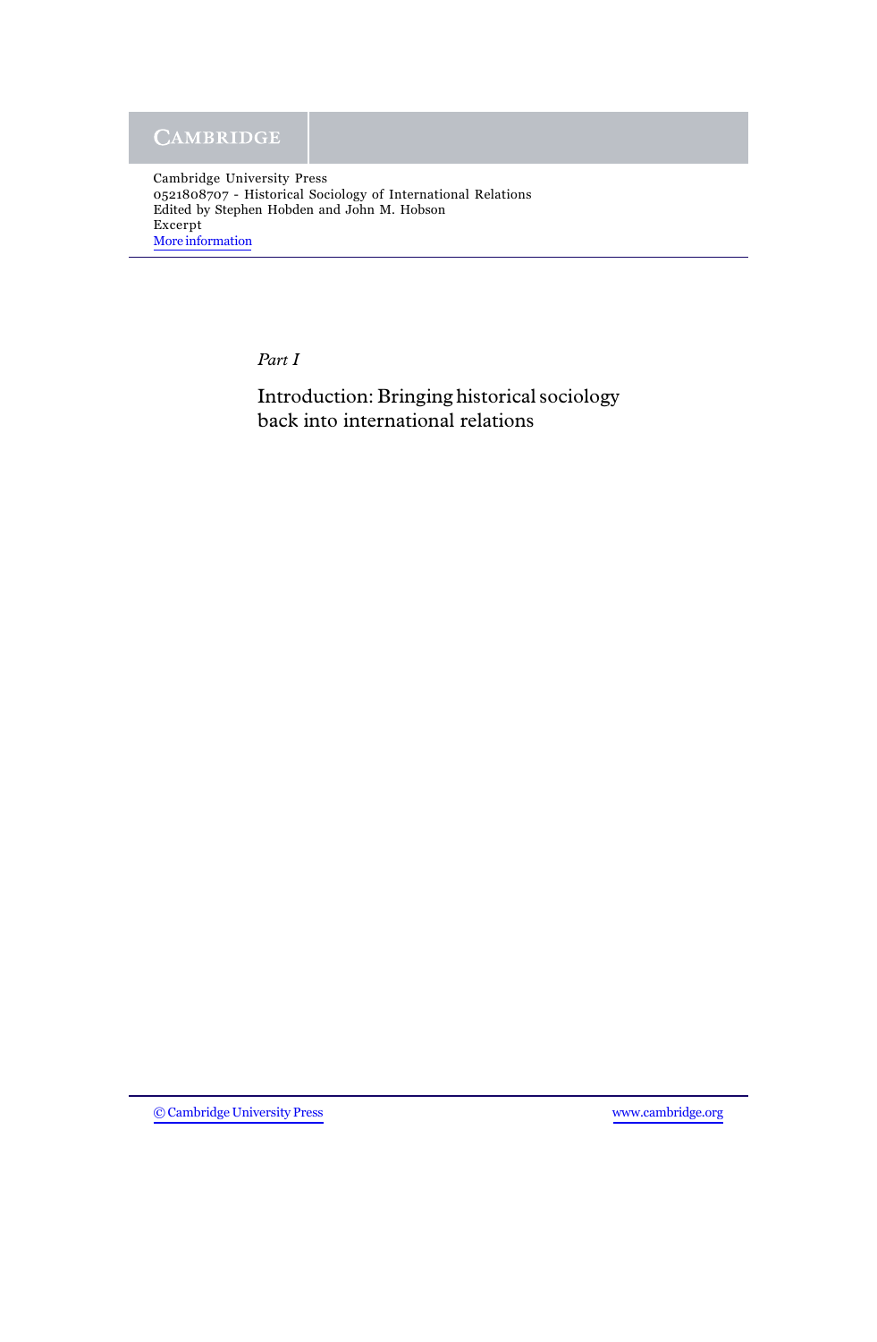*Part I*

# Introduction: Bringing historical sociology back into international relations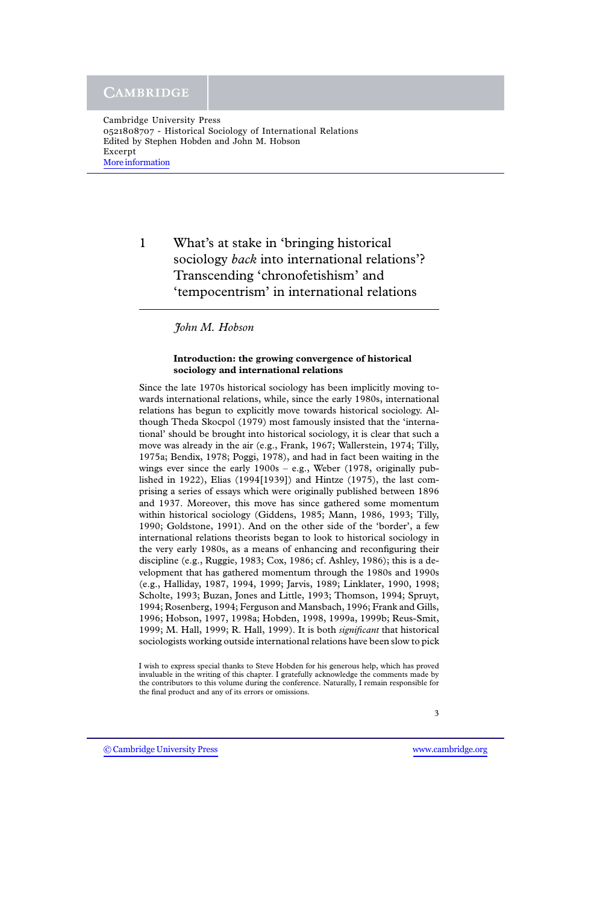Cambridge University Press
0521808707 - Historical Sociology of International Relations
Edited by Stephen Hobden and John M. Hobson
Excerpt
More information

# 1 What's at stake in 'bringing historical sociology *back* into international relations'? Transcending 'chronofetishism' and 'tempocentrism' in international relations

*John M. Hobson*

### Introduction: the growing convergence of historical sociology and international relations

Since the late 1970s historical sociology has been implicitly moving towards international relations, while, since the early 1980s, international relations has begun to explicitly move towards historical sociology. Although Theda Skocpol (1979) most famously insisted that the 'international' should be brought into historical sociology, it is clear that such a move was already in the air (e.g., Frank, 1967; Wallerstein, 1974; Tilly, 1975a; Bendix, 1978; Poggi, 1978), and had in fact been waiting in the wings ever since the early 1900s – e.g., Weber (1978, originally published in 1922), Elias (1994[1939]) and Hintze (1975), the last comprising a series of essays which were originally published between 1896 and 1937. Moreover, this move has since gathered some momentum within historical sociology (Giddens, 1985; Mann, 1986, 1993; Tilly, 1990; Goldstone, 1991). And on the other side of the 'border', a few international relations theorists began to look to historical sociology in the very early 1980s, as a means of enhancing and reconfiguring their discipline (e.g., Ruggie, 1983; Cox, 1986; cf. Ashley, 1986); this is a development that has gathered momentum through the 1980s and 1990s (e.g., Halliday, 1987, 1994, 1999; Jarvis, 1989; Linklater, 1990, 1998; Scholte, 1993; Buzan, Jones and Little, 1993; Thomson, 1994; Spruyt, 1994; Rosenberg, 1994; Ferguson and Mansbach, 1996; Frank and Gills, 1996; Hobson, 1997, 1998a; Hobden, 1998, 1999a, 1999b; Reus-Smit, 1999; M. Hall, 1999; R. Hall, 1999). It is both *significant* that historical sociologists working outside international relations have been slow to pick

I wish to express special thanks to Steve Hobden for his generous help, which has proved invaluable in the writing of this chapter. I gratefully acknowledge the comments made by the contributors to this volume during the conference. Naturally, I remain responsible for the final product and any of its errors or omissions.

© Cambridge University Press www.cambridge.org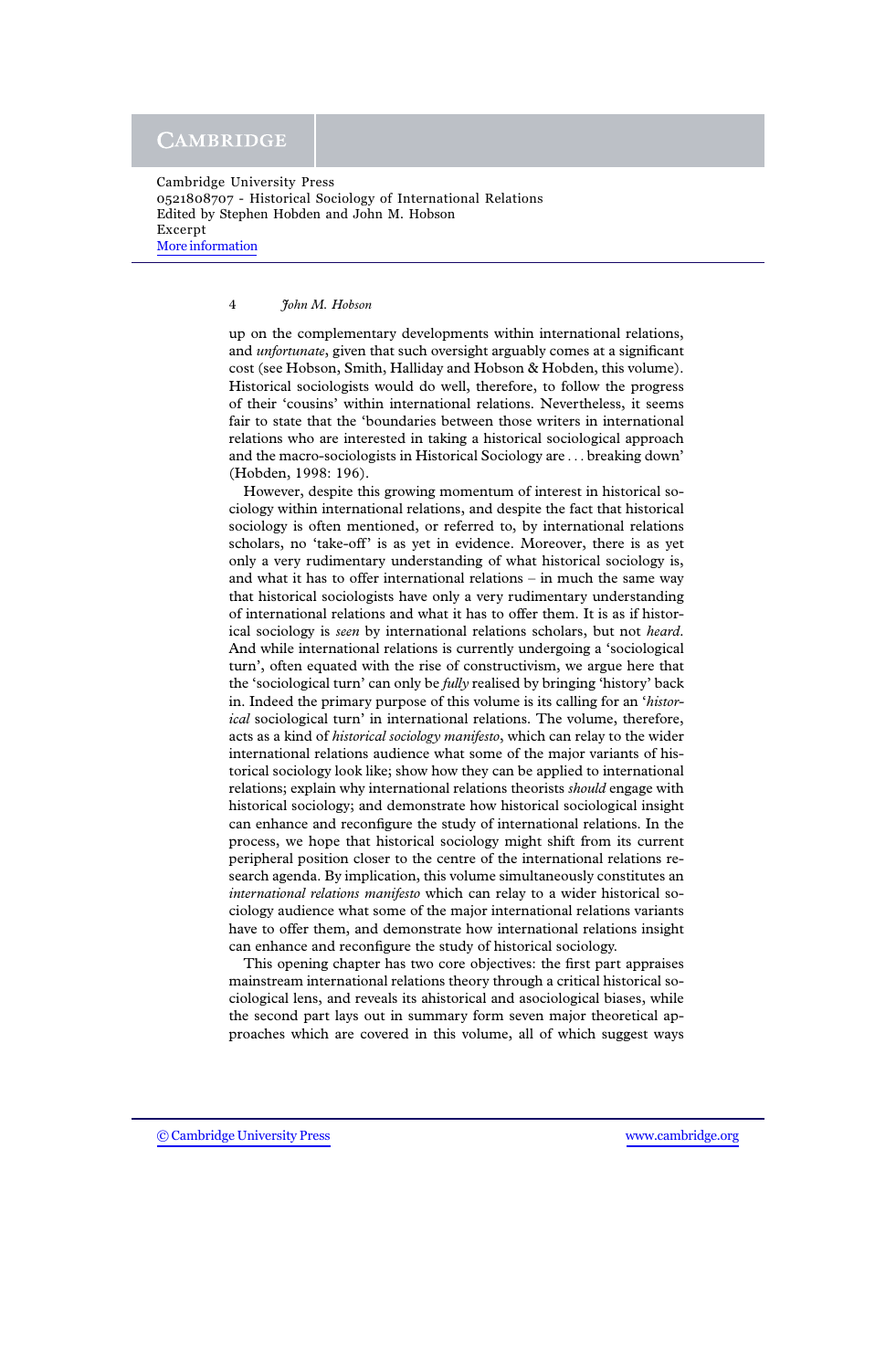up on the complementary developments within international relations, and *unfortunate*, given that such oversight arguably comes at a significant cost (see Hobson, Smith, Halliday and Hobson & Hobden, this volume). Historical sociologists would do well, therefore, to follow the progress of their 'cousins' within international relations. Nevertheless, it seems fair to state that the 'boundaries between those writers in international relations who are interested in taking a historical sociological approach and the macro-sociologists in Historical Sociology are . . . breaking down' (Hobden, 1998: 196).

However, despite this growing momentum of interest in historical sociology within international relations, and despite the fact that historical sociology is often mentioned, or referred to, by international relations scholars, no 'take-off' is as yet in evidence. Moreover, there is as yet only a very rudimentary understanding of what historical sociology is, and what it has to offer international relations – in much the same way that historical sociologists have only a very rudimentary understanding of international relations and what it has to offer them. It is as if historical sociology is *seen* by international relations scholars, but not *heard*. And while international relations is currently undergoing a 'sociological turn', often equated with the rise of constructivism, we argue here that the 'sociological turn' can only be *fully* realised by bringing 'history' back in. Indeed the primary purpose of this volume is its calling for an '*historical* sociological turn' in international relations. The volume, therefore, acts as a kind of *historical sociology manifesto*, which can relay to the wider international relations audience what some of the major variants of historical sociology look like; show how they can be applied to international relations; explain why international relations theorists *should* engage with historical sociology; and demonstrate how historical sociological insight can enhance and reconfigure the study of international relations. In the process, we hope that historical sociology might shift from its current peripheral position closer to the centre of the international relations research agenda. By implication, this volume simultaneously constitutes an *international relations manifesto* which can relay to a wider historical sociology audience what some of the major international relations variants have to offer them, and demonstrate how international relations insight can enhance and reconfigure the study of historical sociology.

This opening chapter has two core objectives: the first part appraises mainstream international relations theory through a critical historical sociological lens, and reveals its ahistorical and asociological biases, while the second part lays out in summary form seven major theoretical approaches which are covered in this volume, all of which suggest ways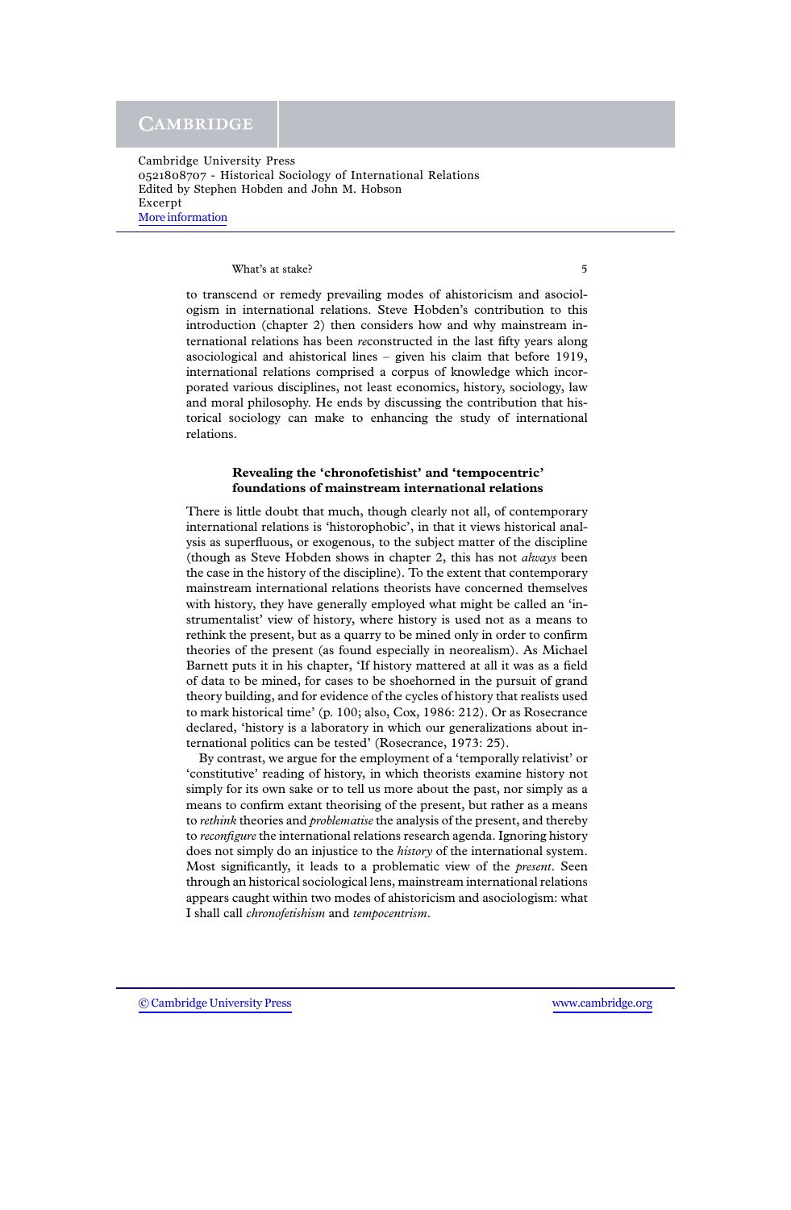to transcend or remedy prevailing modes of ahistoricism and asociologism in international relations. Steve Hobden's contribution to this introduction (chapter 2) then considers how and why mainstream international relations has been *re*constructed in the last fifty years along asociological and ahistorical lines – given his claim that before 1919, international relations comprised a corpus of knowledge which incorporated various disciplines, not least economics, history, sociology, law and moral philosophy. He ends by discussing the contribution that historical sociology can make to enhancing the study of international relations.

### Revealing the 'chronofetishist' and 'tempocentric' foundations of mainstream international relations

There is little doubt that much, though clearly not all, of contemporary international relations is 'historophobic', in that it views historical analysis as superfluous, or exogenous, to the subject matter of the discipline (though as Steve Hobden shows in chapter 2, this has not *always* been the case in the history of the discipline). To the extent that contemporary mainstream international relations theorists have concerned themselves with history, they have generally employed what might be called an 'instrumentalist' view of history, where history is used not as a means to rethink the present, but as a quarry to be mined only in order to confirm theories of the present (as found especially in neorealism). As Michael Barnett puts it in his chapter, 'If history mattered at all it was as a field of data to be mined, for cases to be shoehorned in the pursuit of grand theory building, and for evidence of the cycles of history that realists used to mark historical time' (p. 100; also, Cox, 1986: 212). Or as Rosecrance declared, 'history is a laboratory in which our generalizations about international politics can be tested' (Rosecrance, 1973: 25).

By contrast, we argue for the employment of a 'temporally relativist' or 'constitutive' reading of history, in which theorists examine history not simply for its own sake or to tell us more about the past, nor simply as a means to confirm extant theorising of the present, but rather as a means to *rethink* theories and *problematise* the analysis of the present, and thereby to *reconfigure* the international relations research agenda. Ignoring history does not simply do an injustice to the *history* of the international system. Most significantly, it leads to a problematic view of the *present*. Seen through an historical sociological lens, mainstream international relations appears caught within two modes of ahistoricism and asociologism: what I shall call *chronofetishism* and *tempocentrism*.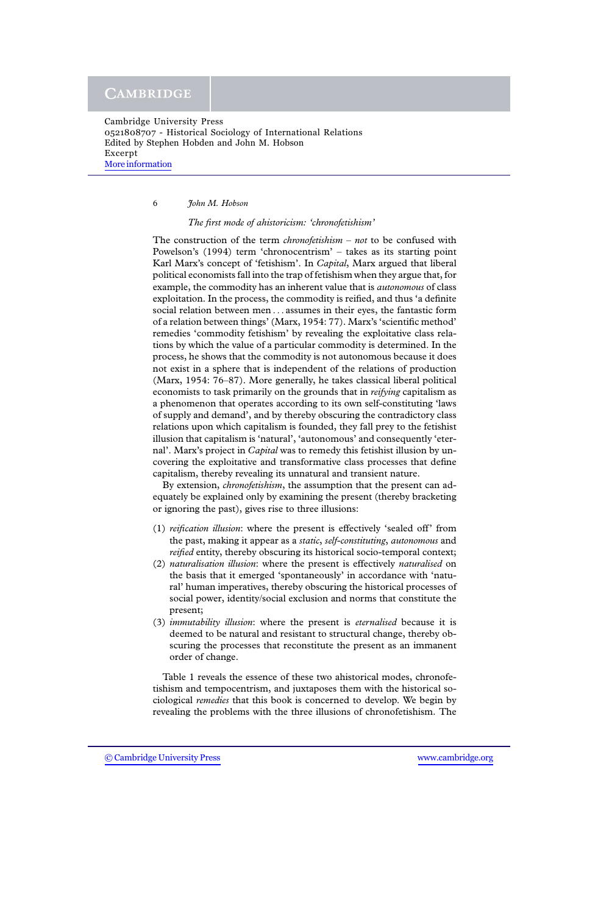### *The first mode of ahistoricism: 'chronofetishism'*

The construction of the term *chronofetishism* – *not* to be confused with Powelson's (1994) term 'chronocentrism' – takes as its starting point Karl Marx's concept of 'fetishism'. In *Capital*, Marx argued that liberal political economists fall into the trap of fetishism when they argue that, for example, the commodity has an inherent value that is *autonomous* of class exploitation. In the process, the commodity is reified, and thus 'a definite social relation between men . . . assumes in their eyes, the fantastic form of a relation between things' (Marx, 1954: 77). Marx's 'scientific method' remedies 'commodity fetishism' by revealing the exploitative class relations by which the value of a particular commodity is determined. In the process, he shows that the commodity is not autonomous because it does not exist in a sphere that is independent of the relations of production (Marx, 1954: 76–87). More generally, he takes classical liberal political economists to task primarily on the grounds that in *reifying* capitalism as a phenomenon that operates according to its own self-constituting 'laws of supply and demand', and by thereby obscuring the contradictory class relations upon which capitalism is founded, they fall prey to the fetishist illusion that capitalism is 'natural', 'autonomous' and consequently 'eternal'. Marx's project in *Capital* was to remedy this fetishist illusion by uncovering the exploitative and transformative class processes that define capitalism, thereby revealing its unnatural and transient nature.

By extension, *chronofetishism*, the assumption that the present can adequately be explained only by examining the present (thereby bracketing or ignoring the past), gives rise to three illusions:

(1) *reification illusion*: where the present is effectively 'sealed off' from the past, making it appear as a *static*, *self-constituting*, *autonomous* and *reified* entity, thereby obscuring its historical socio-temporal context;
(2) *naturalisation illusion*: where the present is effectively *naturalised* on the basis that it emerged 'spontaneously' in accordance with 'natural' human imperatives, thereby obscuring the historical processes of social power, identity/social exclusion and norms that constitute the present;
(3) *immutability illusion*: where the present is *eternalised* because it is deemed to be natural and resistant to structural change, thereby obscuring the processes that reconstitute the present as an immanent order of change.

Table 1 reveals the essence of these two ahistorical modes, chronofetishism and tempocentrism, and juxtaposes them with the historical sociological *remedies* that this book is concerned to develop. We begin by revealing the problems with the three illusions of chronofetishism. The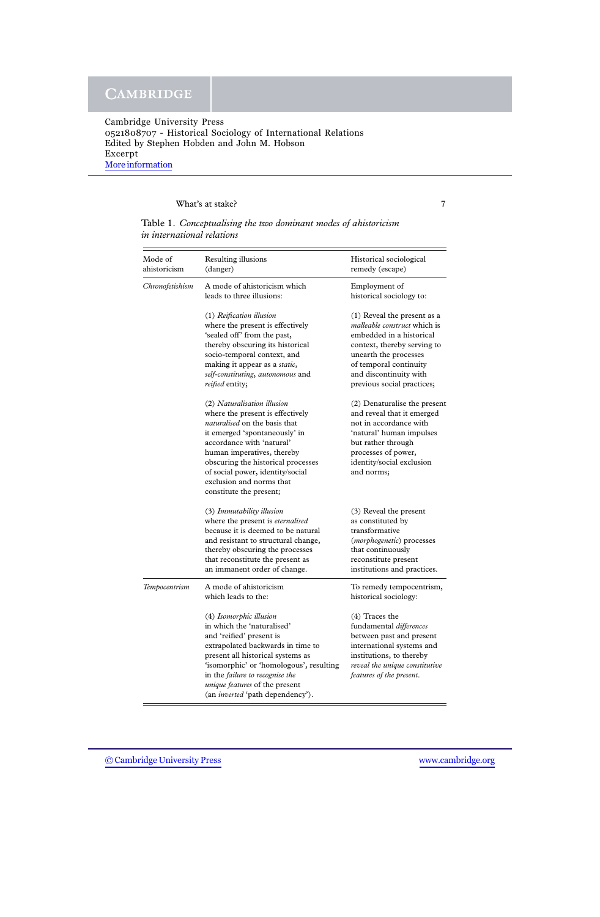Table 1. *Conceptualising the two dominant modes of ahistoricism in international relations*

| Mode of ahistoricism | Resulting illusions (danger) | Historical sociological remedy (escape) |
|---|---|---|
| *Chronofetishism* | A mode of ahistoricism which leads to three illusions: | Employment of historical sociology to: |
| | (1) *Reification illusion* where the present is effectively 'sealed off' from the past, thereby obscuring its historical socio-temporal context, and making it appear as a *static*, *self-constituting*, *autonomous* and *reified* entity; | (1) Reveal the present as a *malleable construct* which is embedded in a historical context, thereby serving to unearth the processes of temporal continuity and discontinuity with previous social practices; |
| | (2) *Naturalisation illusion* where the present is effectively *naturalised* on the basis that it emerged 'spontaneously' in accordance with 'natural' human imperatives, thereby obscuring the historical processes of social power, identity/social exclusion and norms that constitute the present; | (2) Denaturalise the present and reveal that it emerged not in accordance with 'natural' human impulses but rather through processes of power, identity/social exclusion and norms; |
| | (3) *Immutability illusion* where the present is *eternalised* because it is deemed to be natural and resistant to structural change, thereby obscuring the processes that reconstitute the present as an immanent order of change. | (3) Reveal the present as constituted by transformative (*morphogenetic*) processes that continuously reconstitute present institutions and practices. |
| *Tempocentrism* | A mode of ahistoricism which leads to the: | To remedy tempocentrism, historical sociology: |
| | (4) *Isomorphic illusion* in which the 'naturalised' and 'reified' present is extrapolated backwards in time to present all historical systems as 'isomorphic' or 'homologous', resulting in the *failure to recognise the unique features* of the present (an *inverted* 'path dependency'). | (4) Traces the fundamental *differences* between past and present international systems and institutions, to thereby *reveal the unique constitutive features of the present*. |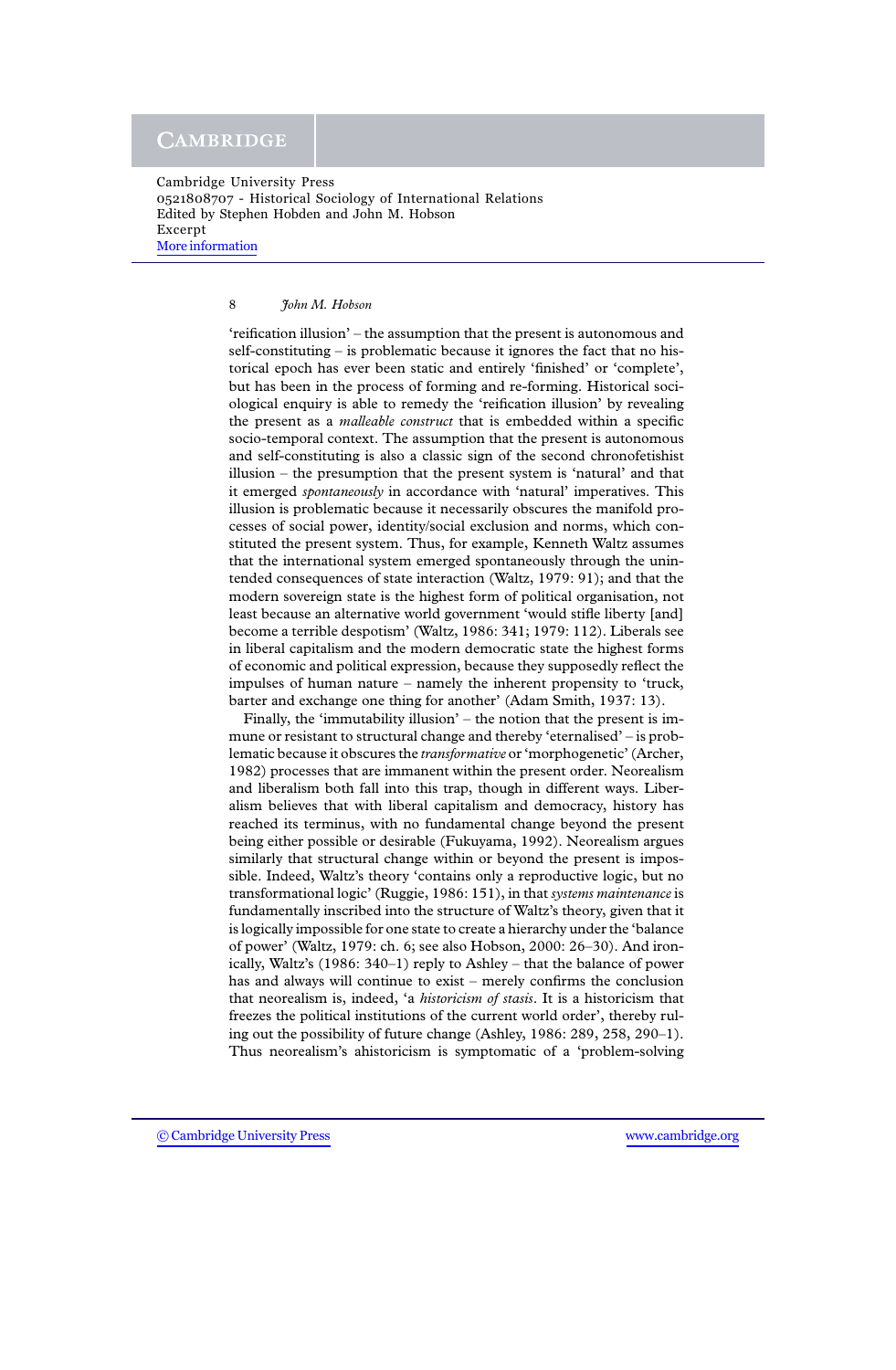'reification illusion' – the assumption that the present is autonomous and self-constituting – is problematic because it ignores the fact that no historical epoch has ever been static and entirely 'finished' or 'complete', but has been in the process of forming and re-forming. Historical sociological enquiry is able to remedy the 'reification illusion' by revealing the present as a *malleable construct* that is embedded within a specific socio-temporal context. The assumption that the present is autonomous and self-constituting is also a classic sign of the second chronofetishist illusion – the presumption that the present system is 'natural' and that it emerged *spontaneously* in accordance with 'natural' imperatives. This illusion is problematic because it necessarily obscures the manifold processes of social power, identity/social exclusion and norms, which constituted the present system. Thus, for example, Kenneth Waltz assumes that the international system emerged spontaneously through the unintended consequences of state interaction (Waltz, 1979: 91); and that the modern sovereign state is the highest form of political organisation, not least because an alternative world government 'would stifle liberty [and] become a terrible despotism' (Waltz, 1986: 341; 1979: 112). Liberals see in liberal capitalism and the modern democratic state the highest forms of economic and political expression, because they supposedly reflect the impulses of human nature – namely the inherent propensity to 'truck, barter and exchange one thing for another' (Adam Smith, 1937: 13).

Finally, the 'immutability illusion' – the notion that the present is immune or resistant to structural change and thereby 'eternalised' – is problematic because it obscures the *transformative* or 'morphogenetic' (Archer, 1982) processes that are immanent within the present order. Neorealism and liberalism both fall into this trap, though in different ways. Liberalism believes that with liberal capitalism and democracy, history has reached its terminus, with no fundamental change beyond the present being either possible or desirable (Fukuyama, 1992). Neorealism argues similarly that structural change within or beyond the present is impossible. Indeed, Waltz's theory 'contains only a reproductive logic, but no transformational logic' (Ruggie, 1986: 151), in that *systems maintenance* is fundamentally inscribed into the structure of Waltz's theory, given that it is logically impossible for one state to create a hierarchy under the 'balance of power' (Waltz, 1979: ch. 6; see also Hobson, 2000: 26–30). And ironically, Waltz's (1986: 340–1) reply to Ashley – that the balance of power has and always will continue to exist – merely confirms the conclusion that neorealism is, indeed, 'a *historicism of stasis*. It is a historicism that freezes the political institutions of the current world order', thereby ruling out the possibility of future change (Ashley, 1986: 289, 258, 290–1). Thus neorealism's ahistoricism is symptomatic of a 'problem-solving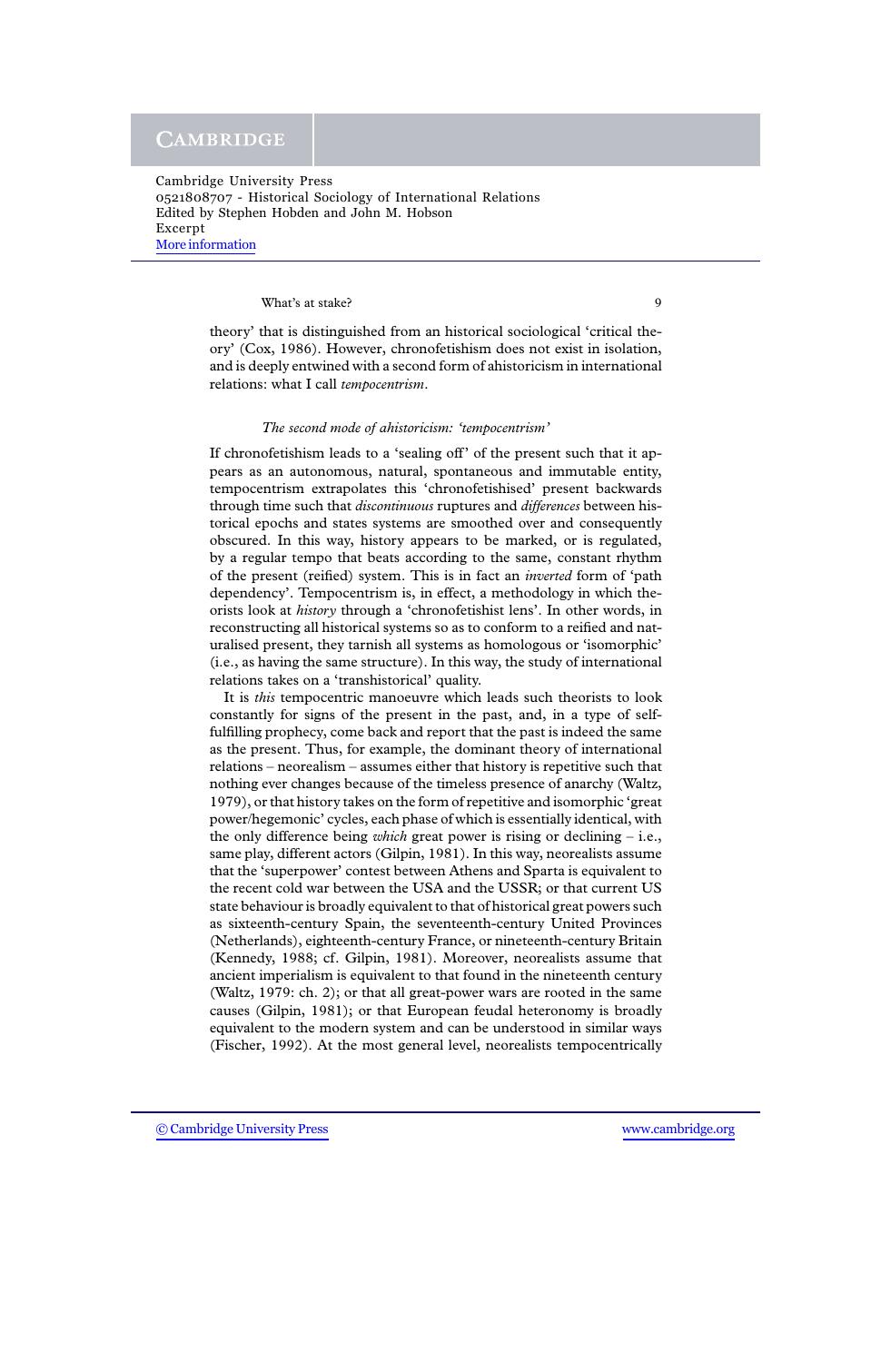theory' that is distinguished from an historical sociological 'critical theory' (Cox, 1986). However, chronofetishism does not exist in isolation, and is deeply entwined with a second form of ahistoricism in international relations: what I call *tempocentrism*.

### *The second mode of ahistoricism: 'tempocentrism'*

If chronofetishism leads to a 'sealing off' of the present such that it appears as an autonomous, natural, spontaneous and immutable entity, tempocentrism extrapolates this 'chronofetishised' present backwards through time such that *discontinuous* ruptures and *differences* between historical epochs and states systems are smoothed over and consequently obscured. In this way, history appears to be marked, or is regulated, by a regular tempo that beats according to the same, constant rhythm of the present (reified) system. This is in fact an *inverted* form of 'path dependency'. Tempocentrism is, in effect, a methodology in which theorists look at *history* through a 'chronofetishist lens'. In other words, in reconstructing all historical systems so as to conform to a reified and naturalised present, they tarnish all systems as homologous or 'isomorphic' (i.e., as having the same structure). In this way, the study of international relations takes on a 'transhistorical' quality.

It is *this* tempocentric manoeuvre which leads such theorists to look constantly for signs of the present in the past, and, in a type of self-fulfilling prophecy, come back and report that the past is indeed the same as the present. Thus, for example, the dominant theory of international relations – neorealism – assumes either that history is repetitive such that nothing ever changes because of the timeless presence of anarchy (Waltz, 1979), or that history takes on the form of repetitive and isomorphic 'great power/hegemonic' cycles, each phase of which is essentially identical, with the only difference being *which* great power is rising or declining – i.e., same play, different actors (Gilpin, 1981). In this way, neorealists assume that the 'superpower' contest between Athens and Sparta is equivalent to the recent cold war between the USA and the USSR; or that current US state behaviour is broadly equivalent to that of historical great powers such as sixteenth-century Spain, the seventeenth-century United Provinces (Netherlands), eighteenth-century France, or nineteenth-century Britain (Kennedy, 1988; cf. Gilpin, 1981). Moreover, neorealists assume that ancient imperialism is equivalent to that found in the nineteenth century (Waltz, 1979: ch. 2); or that all great-power wars are rooted in the same causes (Gilpin, 1981); or that European feudal heteronomy is broadly equivalent to the modern system and can be understood in similar ways (Fischer, 1992). At the most general level, neorealists tempocentrically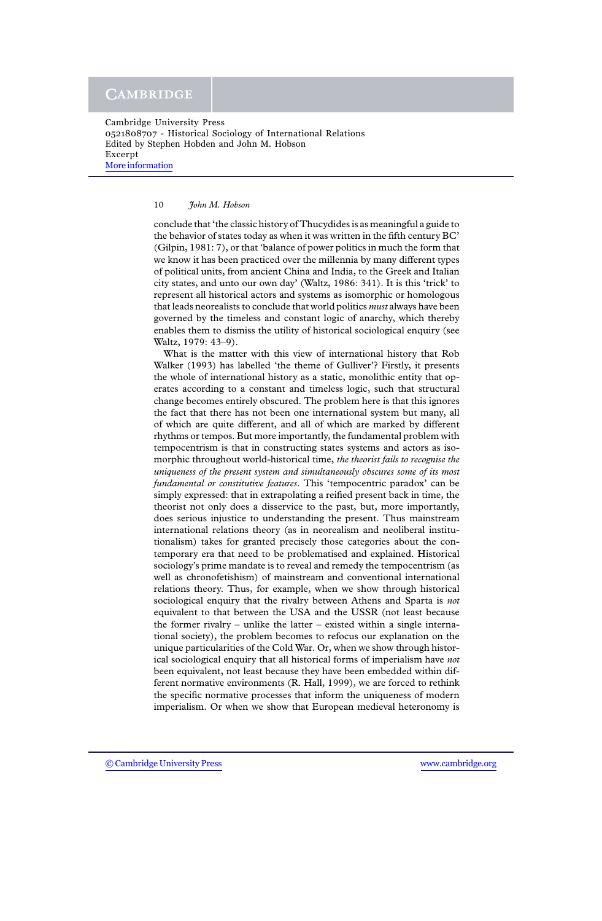conclude that 'the classic history of Thucydides is as meaningful a guide to the behavior of states today as when it was written in the fifth century BC' (Gilpin, 1981: 7), or that 'balance of power politics in much the form that we know it has been practiced over the millennia by many different types of political units, from ancient China and India, to the Greek and Italian city states, and unto our own day' (Waltz, 1986: 341). It is this 'trick' to represent all historical actors and systems as isomorphic or homologous that leads neorealists to conclude that world politics *must* always have been governed by the timeless and constant logic of anarchy, which thereby enables them to dismiss the utility of historical sociological enquiry (see Waltz, 1979: 43–9).

What is the matter with this view of international history that Rob Walker (1993) has labelled 'the theme of Gulliver'? Firstly, it presents the whole of international history as a static, monolithic entity that operates according to a constant and timeless logic, such that structural change becomes entirely obscured. The problem here is that this ignores the fact that there has not been one international system but many, all of which are quite different, and all of which are marked by different rhythms or tempos. But more importantly, the fundamental problem with tempocentrism is that in constructing states systems and actors as isomorphic throughout world-historical time, *the theorist fails to recognise the uniqueness of the present system and simultaneously obscures some of its most fundamental or constitutive features*. This 'tempocentric paradox' can be simply expressed: that in extrapolating a reified present back in time, the theorist not only does a disservice to the past, but, more importantly, does serious injustice to understanding the present. Thus mainstream international relations theory (as in neorealism and neoliberal institutionalism) takes for granted precisely those categories about the contemporary era that need to be problematised and explained. Historical sociology's prime mandate is to reveal and remedy the tempocentrism (as well as chronofetishism) of mainstream and conventional international relations theory. Thus, for example, when we show through historical sociological enquiry that the rivalry between Athens and Sparta is *not* equivalent to that between the USA and the USSR (not least because the former rivalry – unlike the latter – existed within a single international society), the problem becomes to refocus our explanation on the unique particularities of the Cold War. Or, when we show through historical sociological enquiry that all historical forms of imperialism have *not* been equivalent, not least because they have been embedded within different normative environments (R. Hall, 1999), we are forced to rethink the specific normative processes that inform the uniqueness of modern imperialism. Or when we show that European medieval heteronomy is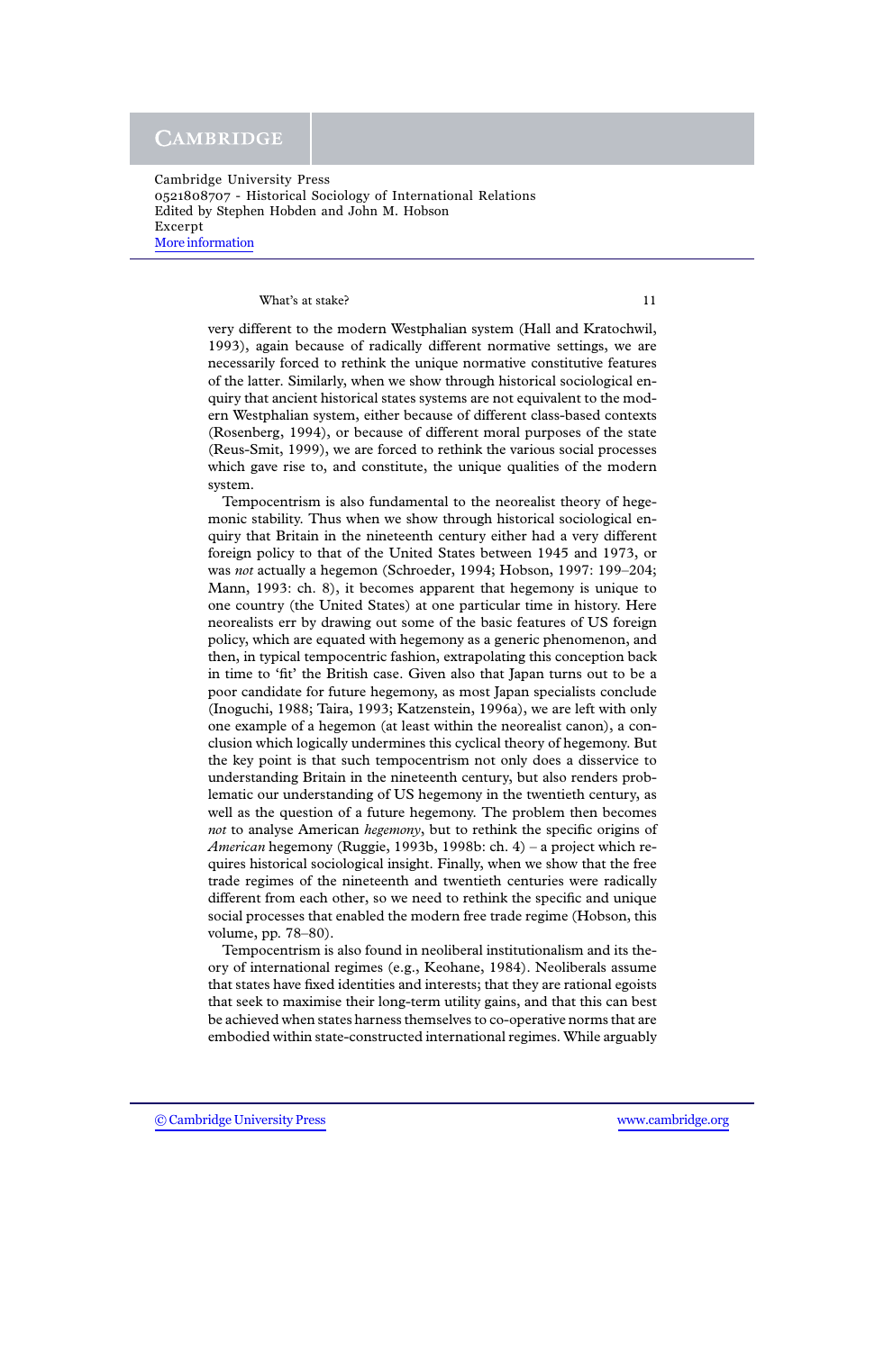very different to the modern Westphalian system (Hall and Kratochwil, 1993), again because of radically different normative settings, we are necessarily forced to rethink the unique normative constitutive features of the latter. Similarly, when we show through historical sociological enquiry that ancient historical states systems are not equivalent to the modern Westphalian system, either because of different class-based contexts (Rosenberg, 1994), or because of different moral purposes of the state (Reus-Smit, 1999), we are forced to rethink the various social processes which gave rise to, and constitute, the unique qualities of the modern system.

Tempocentrism is also fundamental to the neorealist theory of hegemonic stability. Thus when we show through historical sociological enquiry that Britain in the nineteenth century either had a very different foreign policy to that of the United States between 1945 and 1973, or was *not* actually a hegemon (Schroeder, 1994; Hobson, 1997: 199–204; Mann, 1993: ch. 8), it becomes apparent that hegemony is unique to one country (the United States) at one particular time in history. Here neorealists err by drawing out some of the basic features of US foreign policy, which are equated with hegemony as a generic phenomenon, and then, in typical tempocentric fashion, extrapolating this conception back in time to 'fit' the British case. Given also that Japan turns out to be a poor candidate for future hegemony, as most Japan specialists conclude (Inoguchi, 1988; Taira, 1993; Katzenstein, 1996a), we are left with only one example of a hegemon (at least within the neorealist canon), a conclusion which logically undermines this cyclical theory of hegemony. But the key point is that such tempocentrism not only does a disservice to understanding Britain in the nineteenth century, but also renders problematic our understanding of US hegemony in the twentieth century, as well as the question of a future hegemony. The problem then becomes *not* to analyse American *hegemony*, but to rethink the specific origins of *American* hegemony (Ruggie, 1993b, 1998b: ch. 4) – a project which requires historical sociological insight. Finally, when we show that the free trade regimes of the nineteenth and twentieth centuries were radically different from each other, so we need to rethink the specific and unique social processes that enabled the modern free trade regime (Hobson, this volume, pp. 78–80).

Tempocentrism is also found in neoliberal institutionalism and its theory of international regimes (e.g., Keohane, 1984). Neoliberals assume that states have fixed identities and interests; that they are rational egoists that seek to maximise their long-term utility gains, and that this can best be achieved when states harness themselves to co-operative norms that are embodied within state-constructed international regimes. While arguably